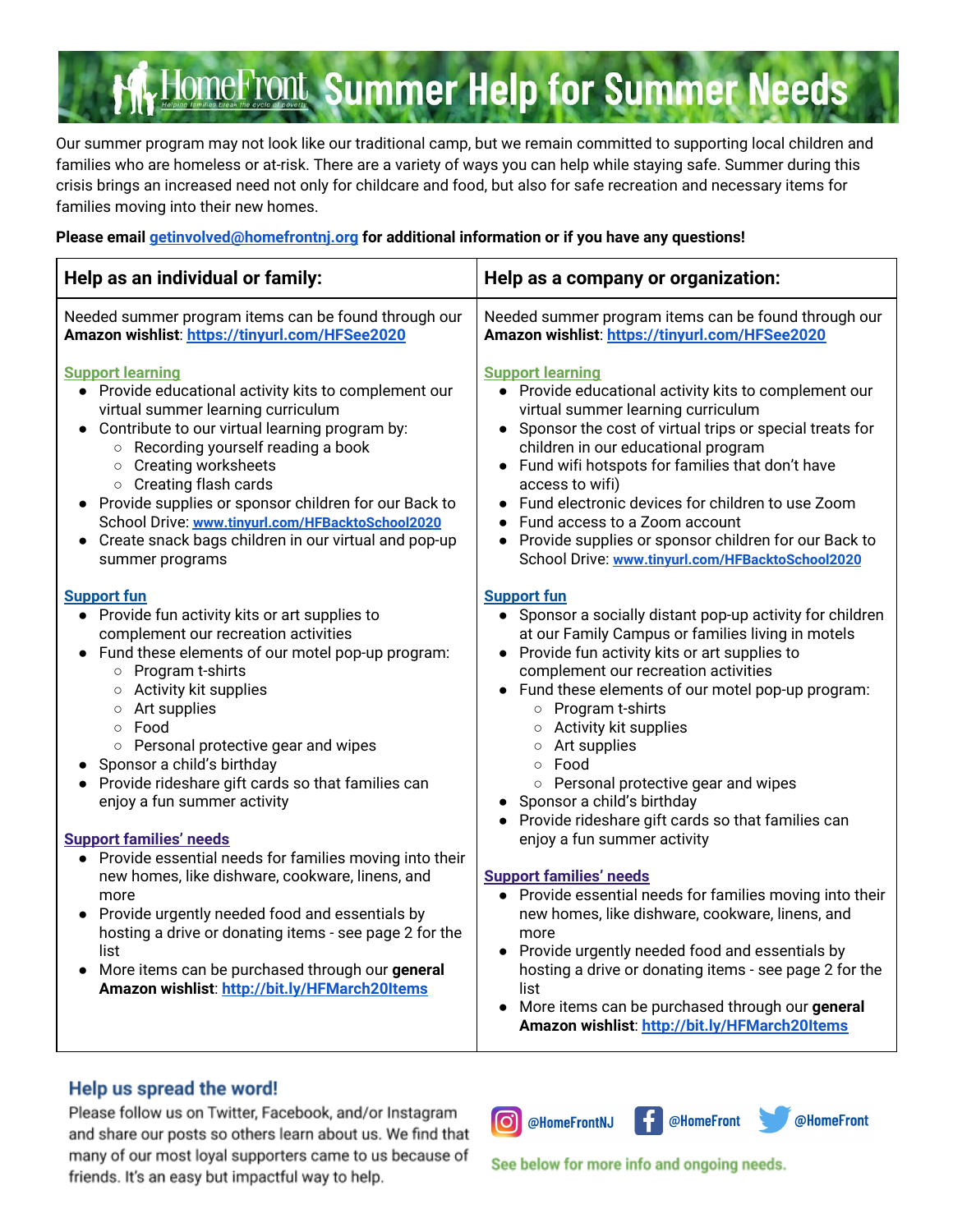# HomeFront Summer Help for Summer Needs

Our summer program may not look like our traditional camp, but we remain committed to supporting local children and families who are homeless or at-risk. There are a variety of ways you can help while staying safe. Summer during this crisis brings an increased need not only for childcare and food, but also for safe recreation and necessary items for families moving into their new homes.

**Please email getinvolved@homefrontnj.org for additional information or if you have any questions!**

## Help as an individual or family:

Needed summer program items can be found through our **Amazon wishlist**: https://tinyurl.com/HFSee2020

### Support learning

- Provide educational activity kits to complement our virtual summer learning curriculum
- Contribute to our virtual learning program by:
  - Recording yourself reading a book
  - Creating worksheets
  - Creating flash cards
- Provide supplies or sponsor children for our Back to School Drive: www.tinyurl.com/HFBacktoSchool2020
- Create snack bags children in our virtual and pop-up summer programs

### Support fun

- Provide fun activity kits or art supplies to complement our recreation activities
- Fund these elements of our motel pop-up program:
  - Program t-shirts
  - Activity kit supplies
  - Art supplies
  - Food
  - Personal protective gear and wipes
- Sponsor a child's birthday
- Provide rideshare gift cards so that families can enjoy a fun summer activity

### Support families' needs

- Provide essential needs for families moving into their new homes, like dishware, cookware, linens, and more
- Provide urgently needed food and essentials by hosting a drive or donating items - see page 2 for the list
- More items can be purchased through our **general Amazon wishlist**: http://bit.ly/HFMarch20Items

## Help as a company or organization:

Needed summer program items can be found through our **Amazon wishlist**: https://tinyurl.com/HFSee2020

### Support learning

- Provide educational activity kits to complement our virtual summer learning curriculum
- Sponsor the cost of virtual trips or special treats for children in our educational program
- Fund wifi hotspots for families that don't have access to wifi)
- Fund electronic devices for children to use Zoom
- Fund access to a Zoom account
- Provide supplies or sponsor children for our Back to School Drive: www.tinyurl.com/HFBacktoSchool2020

### Support fun

- Sponsor a socially distant pop-up activity for children at our Family Campus or families living in motels
- Provide fun activity kits or art supplies to complement our recreation activities
- Fund these elements of our motel pop-up program:
  - Program t-shirts
  - Activity kit supplies
  - Art supplies
  - Food
  - Personal protective gear and wipes
- Sponsor a child's birthday
- Provide rideshare gift cards so that families can enjoy a fun summer activity

### Support families' needs

- Provide essential needs for families moving into their new homes, like dishware, cookware, linens, and more
- Provide urgently needed food and essentials by hosting a drive or donating items - see page 2 for the list
- More items can be purchased through our **general Amazon wishlist**: http://bit.ly/HFMarch20Items

## Help us spread the word!

Please follow us on Twitter, Facebook, and/or Instagram and share our posts so others learn about us. We find that many of our most loyal supporters came to us because of friends. It's an easy but impactful way to help.

@HomeFrontNJ @HomeFront @HomeFront

See below for more info and ongoing needs.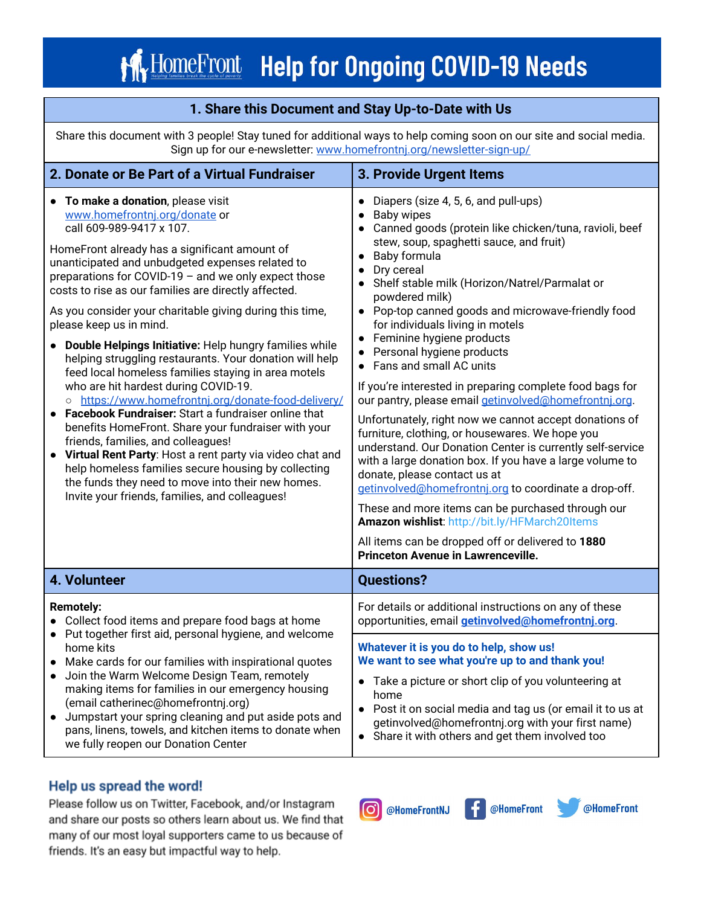# HomeFront Help for Ongoing COVID-19 Needs

## 1. Share this Document and Stay Up-to-Date with Us

Share this document with 3 people! Stay tuned for additional ways to help coming soon on our site and social media. Sign up for our e-newsletter: www.homefrontnj.org/newsletter-sign-up/

## 2. Donate or Be Part of a Virtual Fundraiser

- **To make a donation**, please visit www.homefrontnj.org/donate or call 609-989-9417 x 107.

HomeFront already has a significant amount of unanticipated and unbudgeted expenses related to preparations for COVID-19 – and we only expect those costs to rise as our families are directly affected.

As you consider your charitable giving during this time, please keep us in mind.

- **Double Helpings Initiative:** Help hungry families while helping struggling restaurants. Your donation will help feed local homeless families staying in area motels who are hit hardest during COVID-19.
  - https://www.homefrontnj.org/donate-food-delivery/
- **Facebook Fundraiser:** Start a fundraiser online that benefits HomeFront. Share your fundraiser with your friends, families, and colleagues!
- **Virtual Rent Party**: Host a rent party via video chat and help homeless families secure housing by collecting the funds they need to move into their new homes. Invite your friends, families, and colleagues!

## 3. Provide Urgent Items

- Diapers (size 4, 5, 6, and pull-ups)
- Baby wipes
- Canned goods (protein like chicken/tuna, ravioli, beef stew, soup, spaghetti sauce, and fruit)
- Baby formula
- Dry cereal
- Shelf stable milk (Horizon/Natrel/Parmalat or powdered milk)
- Pop-top canned goods and microwave-friendly food for individuals living in motels
- Feminine hygiene products
- Personal hygiene products
- Fans and small AC units

If you're interested in preparing complete food bags for our pantry, please email getinvolved@homefrontnj.org.

Unfortunately, right now we cannot accept donations of furniture, clothing, or housewares. We hope you understand. Our Donation Center is currently self-service with a large donation box. If you have a large volume to donate, please contact us at getinvolved@homefrontnj.org to coordinate a drop-off.

These and more items can be purchased through our **Amazon wishlist**: http://bit.ly/HFMarch20Items

All items can be dropped off or delivered to **1880 Princeton Avenue in Lawrenceville.**

## 4. Volunteer

**Remotely:**

- Collect food items and prepare food bags at home
- Put together first aid, personal hygiene, and welcome home kits
- Make cards for our families with inspirational quotes
- Join the Warm Welcome Design Team, remotely making items for families in our emergency housing (email catherinec@homefrontnj.org)
- Jumpstart your spring cleaning and put aside pots and pans, linens, towels, and kitchen items to donate when we fully reopen our Donation Center

## Questions?

For details or additional instructions on any of these opportunities, email **getinvolved@homefrontnj.org**.

**Whatever it is you do to help, show us!**
**We want to see what you're up to and thank you!**

- Take a picture or short clip of you volunteering at home
- Post it on social media and tag us (or email it to us at getinvolved@homefrontnj.org with your first name)
- Share it with others and get them involved too

## Help us spread the word!

Please follow us on Twitter, Facebook, and/or Instagram and share our posts so others learn about us. We find that many of our most loyal supporters came to us because of friends. It's an easy but impactful way to help.

@HomeFrontNJ @HomeFront @HomeFront